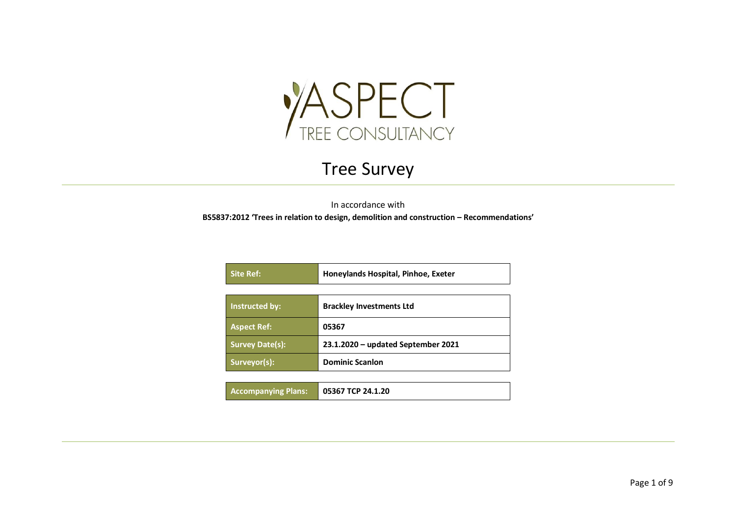ASPECT TREE CONSULTANCY

# Tree Survey

In accordance with

**BS5837:2012 'Trees in relation to design, demolition and construction – Recommendations'**

| **Site Ref:** | **Honeylands Hospital, Pinhoe, Exeter** |
|---|---|

| **Instructed by:** | **Brackley Investments Ltd** |
|---|---|
| **Aspect Ref:** | **05367** |
| **Survey Date(s):** | **23.1.2020 – updated September 2021** |
| **Surveyor(s):** | **Dominic Scanlon** |

| **Accompanying Plans:** | **05367 TCP 24.1.20** |
|---|---|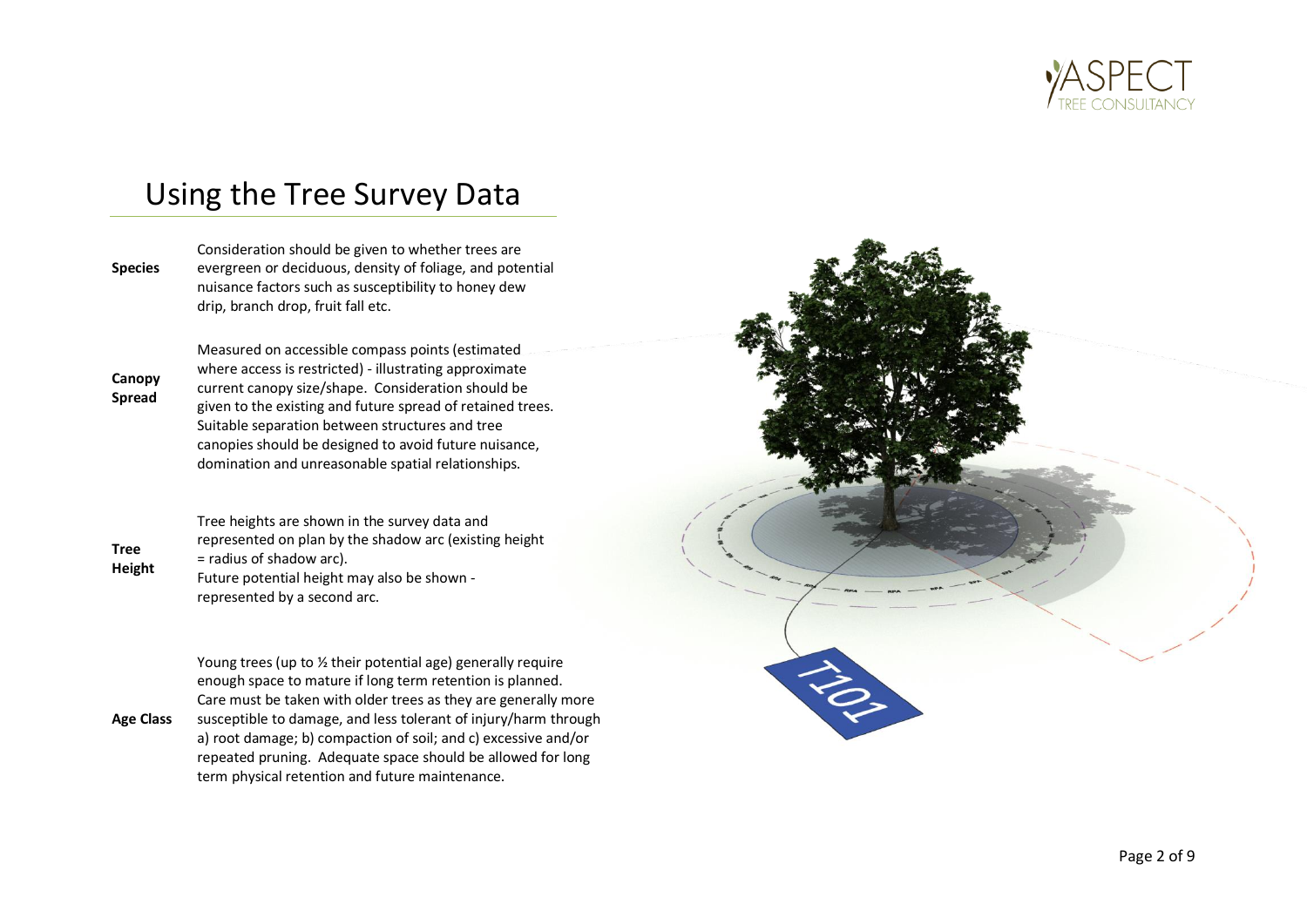# Using the Tree Survey Data

| | |
|---|---|
| **Species** | Consideration should be given to whether trees are evergreen or deciduous, density of foliage, and potential nuisance factors such as susceptibility to honey dew drip, branch drop, fruit fall etc. |
| **Canopy Spread** | Measured on accessible compass points (estimated where access is restricted) - illustrating approximate current canopy size/shape. Consideration should be given to the existing and future spread of retained trees. Suitable separation between structures and tree canopies should be designed to avoid future nuisance, domination and unreasonable spatial relationships. |
| **Tree Height** | Tree heights are shown in the survey data and represented on plan by the shadow arc (existing height = radius of shadow arc). Future potential height may also be shown - represented by a second arc. |
| **Age Class** | Young trees (up to ½ their potential age) generally require enough space to mature if long term retention is planned. Care must be taken with older trees as they are generally more susceptible to damage, and less tolerant of injury/harm through a) root damage; b) compaction of soil; and c) excessive and/or repeated pruning. Adequate space should be allowed for long term physical retention and future maintenance. |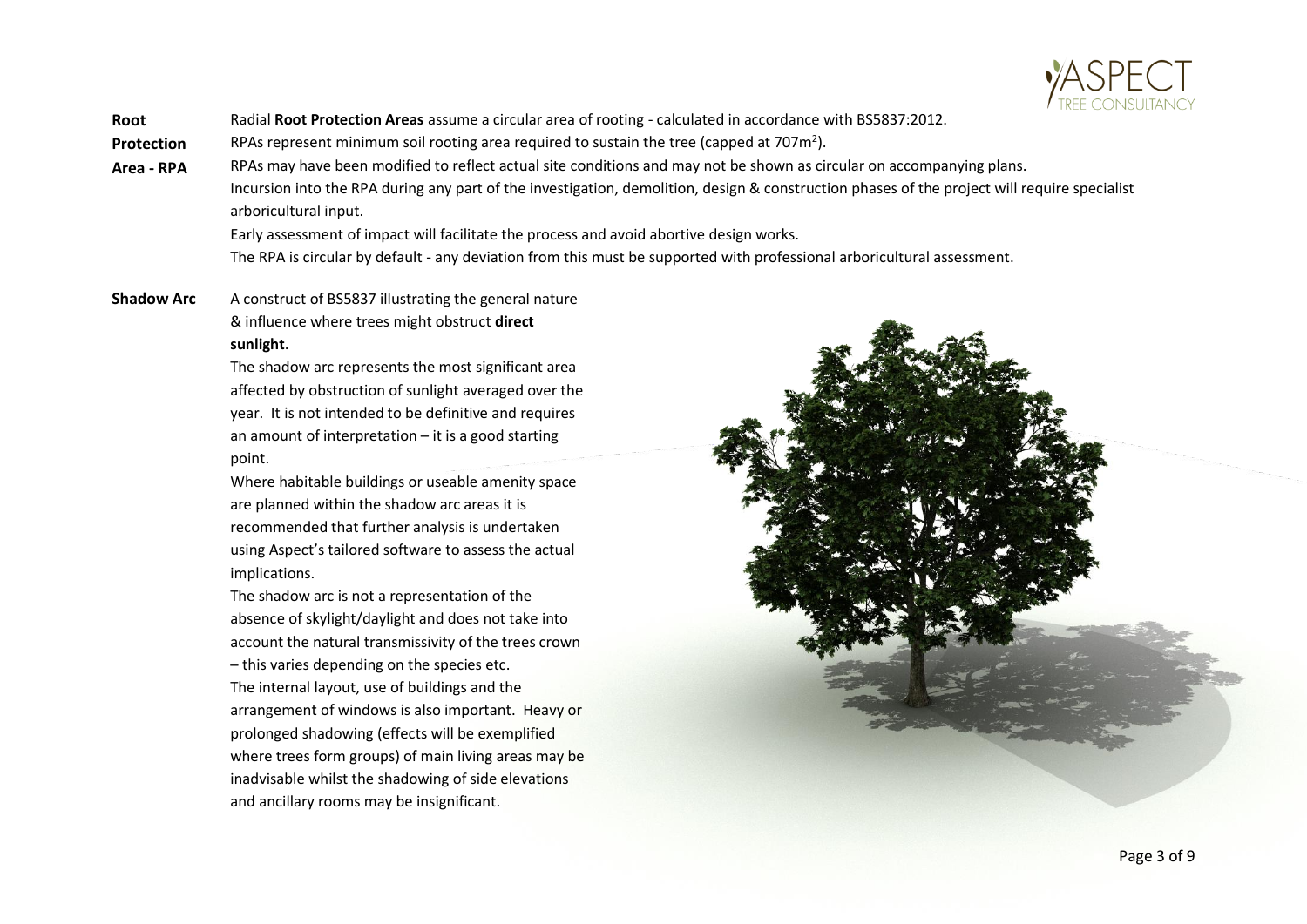**Root Protection Area - RPA**

Radial **Root Protection Areas** assume a circular area of rooting - calculated in accordance with BS5837:2012.

RPAs represent minimum soil rooting area required to sustain the tree (capped at $707m^2$).

RPAs may have been modified to reflect actual site conditions and may not be shown as circular on accompanying plans.

Incursion into the RPA during any part of the investigation, demolition, design & construction phases of the project will require specialist arboricultural input.

Early assessment of impact will facilitate the process and avoid abortive design works.

The RPA is circular by default - any deviation from this must be supported with professional arboricultural assessment.

**Shadow Arc**

A construct of BS5837 illustrating the general nature & influence where trees might obstruct **direct sunlight**.

The shadow arc represents the most significant area affected by obstruction of sunlight averaged over the year. It is not intended to be definitive and requires an amount of interpretation – it is a good starting point.

Where habitable buildings or useable amenity space are planned within the shadow arc areas it is recommended that further analysis is undertaken using Aspect's tailored software to assess the actual implications.

The shadow arc is not a representation of the absence of skylight/daylight and does not take into account the natural transmissivity of the trees crown – this varies depending on the species etc.

The internal layout, use of buildings and the arrangement of windows is also important. Heavy or prolonged shadowing (effects will be exemplified where trees form groups) of main living areas may be inadvisable whilst the shadowing of side elevations and ancillary rooms may be insignificant.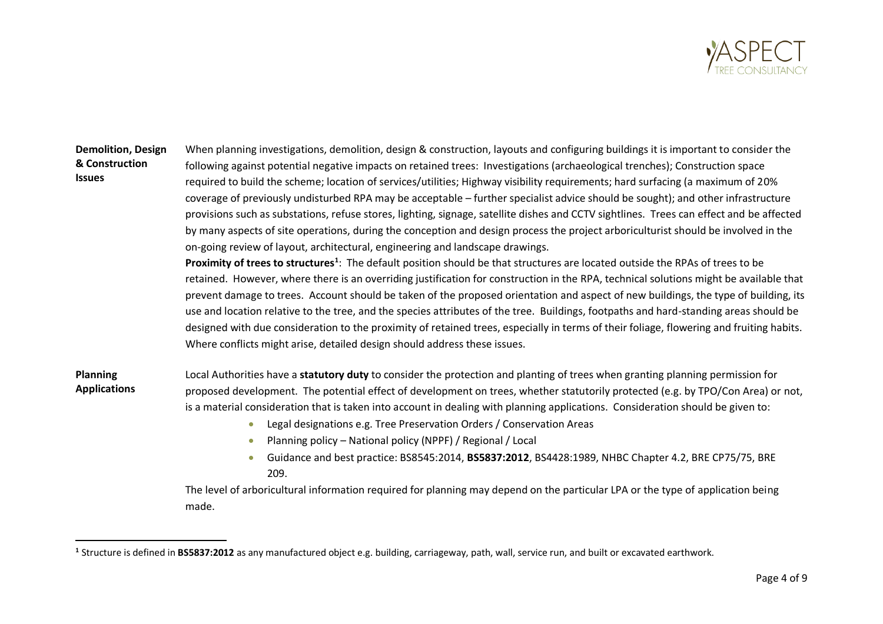**Demolition, Design & Construction Issues**

When planning investigations, demolition, design & construction, layouts and configuring buildings it is important to consider the following against potential negative impacts on retained trees: Investigations (archaeological trenches); Construction space required to build the scheme; location of services/utilities; Highway visibility requirements; hard surfacing (a maximum of 20% coverage of previously undisturbed RPA may be acceptable – further specialist advice should be sought); and other infrastructure provisions such as substations, refuse stores, lighting, signage, satellite dishes and CCTV sightlines. Trees can effect and be affected by many aspects of site operations, during the conception and design process the project arboriculturist should be involved in the on-going review of layout, architectural, engineering and landscape drawings.

**Proximity of trees to structures**[1]: The default position should be that structures are located outside the RPAs of trees to be retained. However, where there is an overriding justification for construction in the RPA, technical solutions might be available that prevent damage to trees. Account should be taken of the proposed orientation and aspect of new buildings, the type of building, its use and location relative to the tree, and the species attributes of the tree. Buildings, footpaths and hard-standing areas should be designed with due consideration to the proximity of retained trees, especially in terms of their foliage, flowering and fruiting habits. Where conflicts might arise, detailed design should address these issues.

**Planning Applications**

Local Authorities have a **statutory duty** to consider the protection and planting of trees when granting planning permission for proposed development. The potential effect of development on trees, whether statutorily protected (e.g. by TPO/Con Area) or not, is a material consideration that is taken into account in dealing with planning applications. Consideration should be given to:

- Legal designations e.g. Tree Preservation Orders / Conservation Areas
- Planning policy – National policy (NPPF) / Regional / Local
- Guidance and best practice: BS8545:2014, **BS5837:2012**, BS4428:1989, NHBC Chapter 4.2, BRE CP75/75, BRE 209.

The level of arboricultural information required for planning may depend on the particular LPA or the type of application being made.

---

[1] Structure is defined in **BS5837:2012** as any manufactured object e.g. building, carriageway, path, wall, service run, and built or excavated earthwork.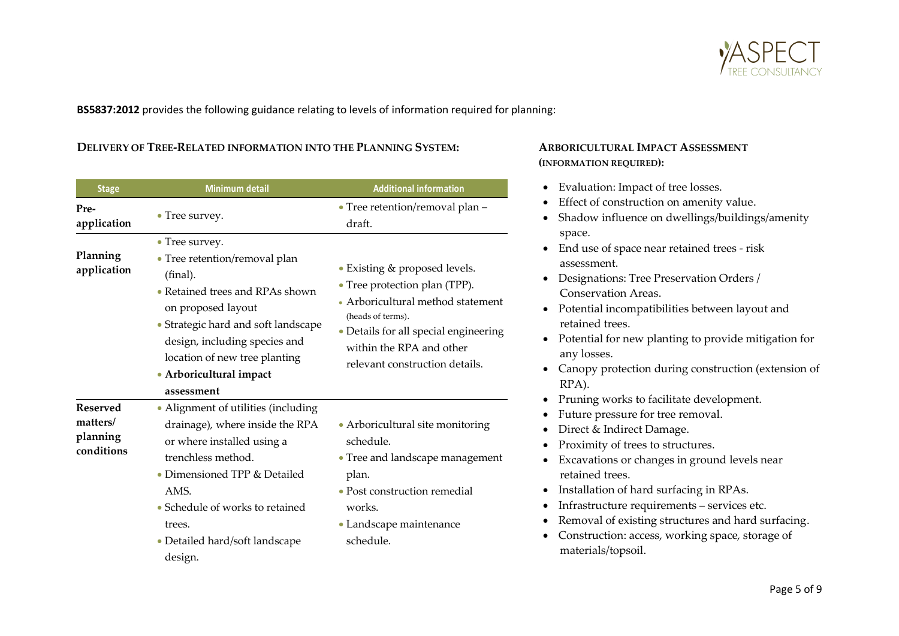**BS5837:2012** provides the following guidance relating to levels of information required for planning:

## Delivery of Tree-Related information into the Planning System:

| Stage | Minimum detail | Additional information |
|---|---|---|
| **Pre-application** | • Tree survey. | • Tree retention/removal plan – draft. |
| **Planning application** | • Tree survey.<br>• Tree retention/removal plan (final).<br>• Retained trees and RPAs shown on proposed layout<br>• Strategic hard and soft landscape design, including species and location of new tree planting<br>• **Arboricultural impact assessment** | • Existing & proposed levels.<br>• Tree protection plan (TPP).<br>• Arboricultural method statement (heads of terms).<br>• Details for all special engineering within the RPA and other relevant construction details. |
| **Reserved matters/ planning conditions** | • Alignment of utilities (including drainage), where inside the RPA or where installed using a trenchless method.<br>• Dimensioned TPP & Detailed AMS.<br>• Schedule of works to retained trees.<br>• Detailed hard/soft landscape design. | • Arboricultural site monitoring schedule.<br>• Tree and landscape management plan.<br>• Post construction remedial works.<br>• Landscape maintenance schedule. |

## Arboricultural Impact Assessment (information required):

- Evaluation: Impact of tree losses.
- Effect of construction on amenity value.
- Shadow influence on dwellings/buildings/amenity space.
- End use of space near retained trees - risk assessment.
- Designations: Tree Preservation Orders / Conservation Areas.
- Potential incompatibilities between layout and retained trees.
- Potential for new planting to provide mitigation for any losses.
- Canopy protection during construction (extension of RPA).
- Pruning works to facilitate development.
- Future pressure for tree removal.
- Direct & Indirect Damage.
- Proximity of trees to structures.
- Excavations or changes in ground levels near retained trees.
- Installation of hard surfacing in RPAs.
- Infrastructure requirements – services etc.
- Removal of existing structures and hard surfacing.
- Construction: access, working space, storage of materials/topsoil.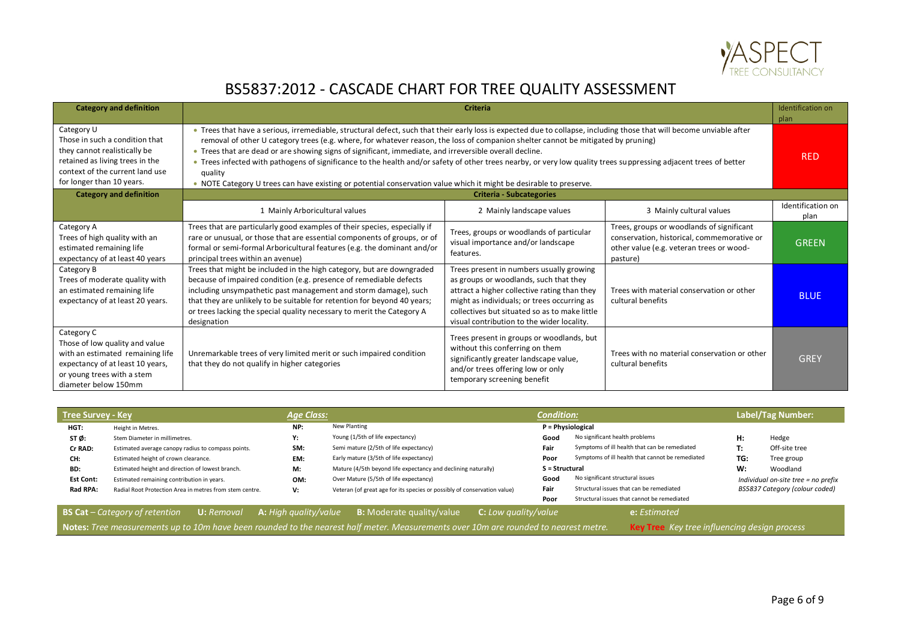# BS5837:2012 - CASCADE CHART FOR TREE QUALITY ASSESSMENT

| Category and definition | Criteria | | | Identification on plan |
|---|---|---|---|---|
| Category U<br>Those in such a condition that they cannot realistically be retained as living trees in the context of the current land use for longer than 10 years. | • Trees that have a serious, irremediable, structural defect, such that their early loss is expected due to collapse, including those that will become unviable after removal of other U category trees (e.g. where, for whatever reason, the loss of companion shelter cannot be mitigated by pruning)<br>• Trees that are dead or are showing signs of significant, immediate, and irreversible overall decline.<br>• Trees infected with pathogens of significance to the health and/or safety of other trees nearby, or very low quality trees suppressing adjacent trees of better quality<br>• NOTE Category U trees can have existing or potential conservation value which it might be desirable to preserve. | | | RED |
| **Category and definition** | **Criteria - Subcategories** | | | |
| | 1 Mainly Arboricultural values | 2 Mainly landscape values | 3 Mainly cultural values | Identification on plan |
| Category A<br>Trees of high quality with an estimated remaining life expectancy of at least 40 years | Trees that are particularly good examples of their species, especially if rare or unusual, or those that are essential components of groups, or of formal or semi-formal Arboricultural features (e.g. the dominant and/or principal trees within an avenue) | Trees, groups or woodlands of particular visual importance and/or landscape features. | Trees, groups or woodlands of significant conservation, historical, commemorative or other value (e.g. veteran trees or wood-pasture) | GREEN |
| Category B<br>Trees of moderate quality with an estimated remaining life expectancy of at least 20 years. | Trees that might be included in the high category, but are downgraded because of impaired condition (e.g. presence of remediable defects including unsympathetic past management and storm damage), such that they are unlikely to be suitable for retention for beyond 40 years; or trees lacking the special quality necessary to merit the Category A designation | Trees present in numbers usually growing as groups or woodlands, such that they attract a higher collective rating than they might as individuals; or trees occurring as collectives but situated so as to make little visual contribution to the wider locality. | Trees with material conservation or other cultural benefits | BLUE |
| Category C<br>Those of low quality and value with an estimated remaining life expectancy of at least 10 years, or young trees with a stem diameter below 150mm | Unremarkable trees of very limited merit or such impaired condition that they do not qualify in higher categories | Trees present in groups or woodlands, but without this conferring on them significantly greater landscape value, and/or trees offering low or only temporary screening benefit | Trees with no material conservation or other cultural benefits | GREY |

| Tree Survey - Key | | Age Class: | | Condition: | | Label/Tag Number: | |
|---|---|---|---|---|---|---|---|
| **HGT:** | Height in Metres. | **NP:** | New Planting | **P = Physiological** | | **H:** | Hedge |
| **ST Ø:** | Stem Diameter in millimetres. | **Y:** | Young (1/5th of life expectancy) | **Good** | No significant health problems | **T:** | Off-site tree |
| **Cr RAD:** | Estimated average canopy radius to compass points. | **SM:** | Semi mature (2/5th of life expectancy) | **Fair** | Symptoms of ill health that can be remediated | **TG:** | Tree group |
| **CH:** | Estimated height of crown clearance. | **EM:** | Early mature (3/5th of life expectancy) | **Poor** | Symptoms of ill health that cannot be remediated | **W:** | Woodland |
| **BD:** | Estimated height and direction of lowest branch. | **M:** | Mature (4/5th beyond life expectancy and declining naturally) | **S = Structural** | | *Individual on-site tree = no prefix* | |
| **Est Cont:** | Estimated remaining contribution in years. | **OM:** | Over Mature (5/5th of life expectancy) | **Good** | No significant structural issues | *BS5837 Category (colour coded)* | |
| **Rad RPA:** | Radial Root Protection Area in metres from stem centre. | **V:** | Veteran (of great age for its species or possibly of conservation value) | **Fair** | Structural issues that can be remediated | | |
| | | | | **Poor** | Structural issues that cannot be remediated | | |

**BS Cat** – *Category of retention* **U:** *Removal* **A:** *High quality/value* **B:** *Moderate quality/value* **C:** *Low quality/value* **e:** *Estimated*

**Notes:** *Tree measurements up to 10m have been rounded to the nearest half meter. Measurements over 10m are rounded to nearest metre.* **Key Tree** *Key tree influencing design process*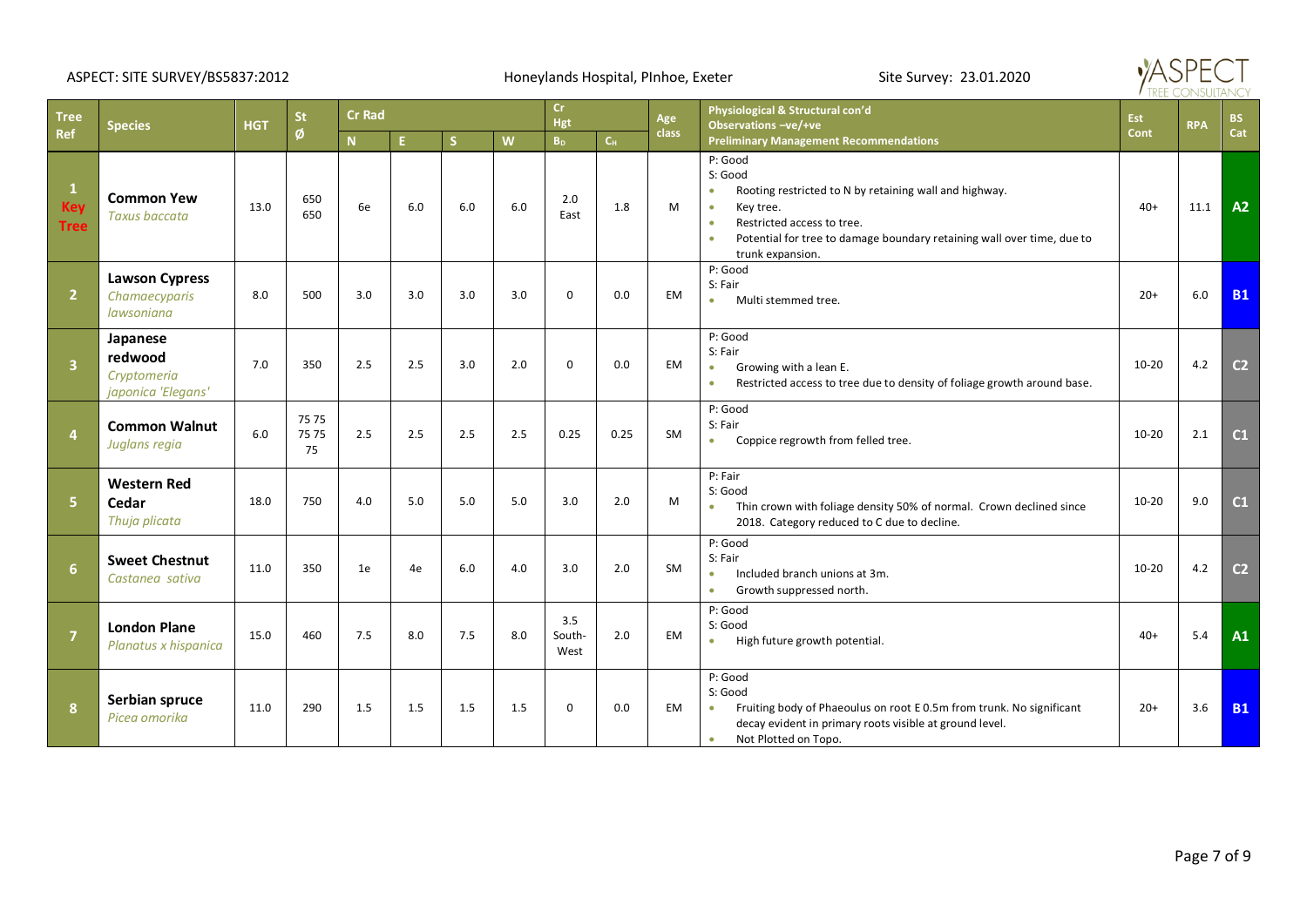ASPECT: SITE SURVEY/BS5837:2012 — Honeylands Hospital, PInhoe, Exeter — Site Survey: 23.01.2020

| Tree Ref | Species | HGT | St Ø | Cr Rad | | | | Cr Hgt | | Age class | Physiological & Structural con'd Observations –ve/+ve Preliminary Management Recommendations | Est Cont | RPA | BS Cat |
|---|---|---|---|---|---|---|---|---|---|---|---|---|---|---|
| | | | | N | E | S | W | $B_D$ | $C_H$ | | | | | |
| 1 Key Tree | **Common Yew** *Taxus baccata* | 13.0 | 650 650 | 6e | 6.0 | 6.0 | 6.0 | 2.0 East | 1.8 | M | P: Good<br>S: Good<br>• Rooting restricted to N by retaining wall and highway.<br>• Key tree.<br>• Restricted access to tree.<br>• Potential for tree to damage boundary retaining wall over time, due to trunk expansion. | 40+ | 11.1 | A2 |
| 2 | **Lawson Cypress** *Chamaecyparis lawsoniana* | 8.0 | 500 | 3.0 | 3.0 | 3.0 | 3.0 | 0 | 0.0 | EM | P: Good<br>S: Fair<br>• Multi stemmed tree. | 20+ | 6.0 | B1 |
| 3 | **Japanese redwood** *Cryptomeria japonica 'Elegans'* | 7.0 | 350 | 2.5 | 2.5 | 3.0 | 2.0 | 0 | 0.0 | EM | P: Good<br>S: Fair<br>• Growing with a lean E.<br>• Restricted access to tree due to density of foliage growth around base. | 10-20 | 4.2 | C2 |
| 4 | **Common Walnut** *Juglans regia* | 6.0 | 75 75 75 75 75 | 2.5 | 2.5 | 2.5 | 2.5 | 0.25 | 0.25 | SM | P: Good<br>S: Fair<br>• Coppice regrowth from felled tree. | 10-20 | 2.1 | C1 |
| 5 | **Western Red Cedar** *Thuja plicata* | 18.0 | 750 | 4.0 | 5.0 | 5.0 | 5.0 | 3.0 | 2.0 | M | P: Fair<br>S: Good<br>• Thin crown with foliage density 50% of normal. Crown declined since 2018. Category reduced to C due to decline. | 10-20 | 9.0 | C1 |
| 6 | **Sweet Chestnut** *Castanea sativa* | 11.0 | 350 | 1e | 4e | 6.0 | 4.0 | 3.0 | 2.0 | SM | P: Good<br>S: Fair<br>• Included branch unions at 3m.<br>• Growth suppressed north. | 10-20 | 4.2 | C2 |
| 7 | **London Plane** *Planatus x hispanica* | 15.0 | 460 | 7.5 | 8.0 | 7.5 | 8.0 | 3.5 South-West | 2.0 | EM | P: Good<br>S: Good<br>• High future growth potential. | 40+ | 5.4 | A1 |
| 8 | **Serbian spruce** *Picea omorika* | 11.0 | 290 | 1.5 | 1.5 | 1.5 | 1.5 | 0 | 0.0 | EM | P: Good<br>S: Good<br>• Fruiting body of Phaeoulus on root E 0.5m from trunk. No significant decay evident in primary roots visible at ground level.<br>• Not Plotted on Topo. | 20+ | 3.6 | B1 |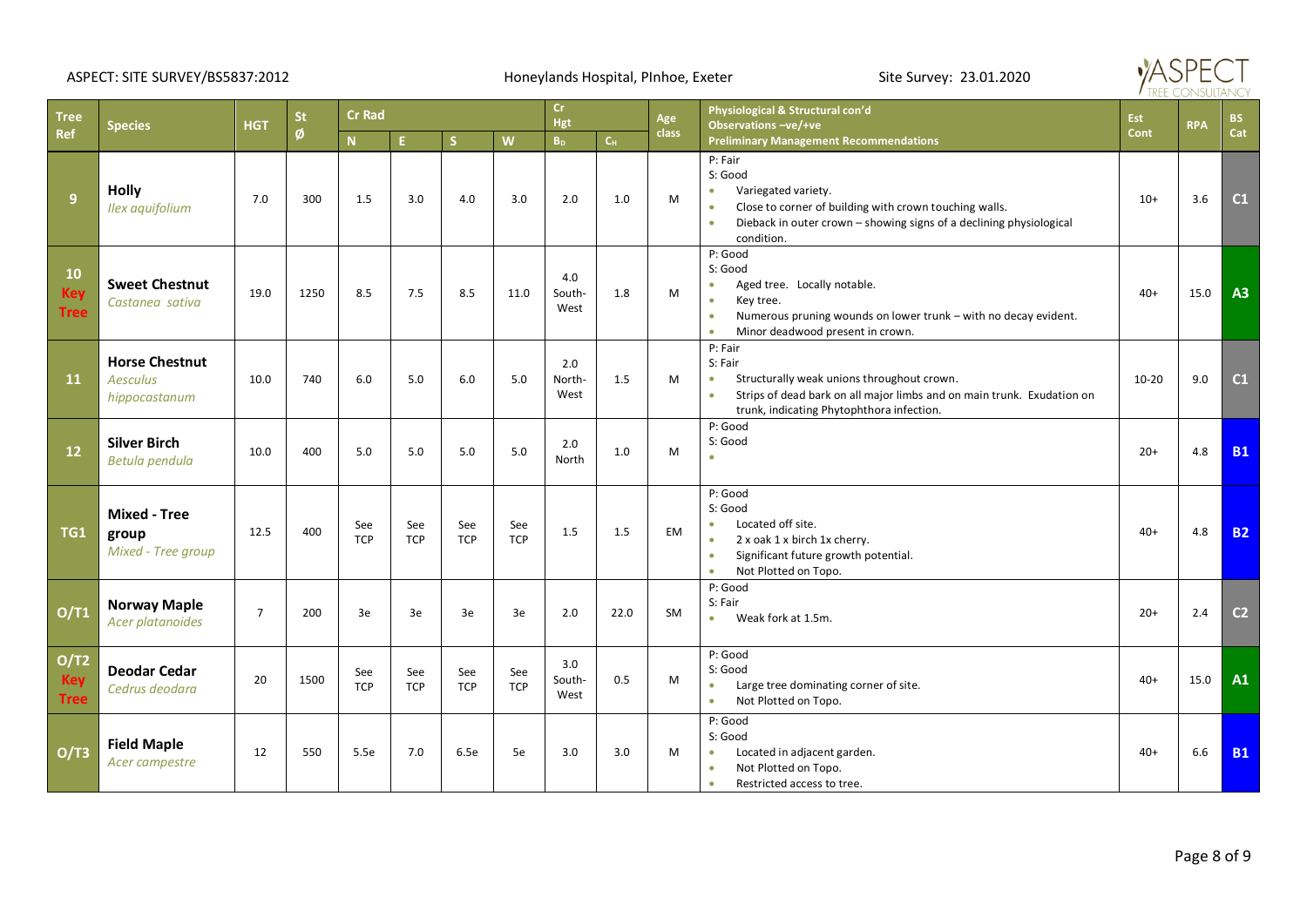ASPECT: SITE SURVEY/BS5837:2012 — Honeylands Hospital, PInhoe, Exeter — Site Survey: 23.01.2020

| Tree Ref | Species | HGT | St Ø | Cr Rad | | | | Cr Hgt | | Age class | Physiological & Structural con'd Observations –ve/+ve Preliminary Management Recommendations | Est Cont | RPA | BS Cat |
|---|---|---|---|---|---|---|---|---|---|---|---|---|---|---|
| | | | | N | E | S | W | $B_D$ | $C_H$ | | | | | |
| 9 | **Holly** *Ilex aquifolium* | 7.0 | 300 | 1.5 | 3.0 | 4.0 | 3.0 | 2.0 | 1.0 | M | P: Fair<br>S: Good<br>• Variegated variety.<br>• Close to corner of building with crown touching walls.<br>• Dieback in outer crown – showing signs of a declining physiological condition. | 10+ | 3.6 | C1 |
| 10 Key Tree | **Sweet Chestnut** *Castanea sativa* | 19.0 | 1250 | 8.5 | 7.5 | 8.5 | 11.0 | 4.0 South-West | 1.8 | M | P: Good<br>S: Good<br>• Aged tree. Locally notable.<br>• Key tree.<br>• Numerous pruning wounds on lower trunk – with no decay evident.<br>• Minor deadwood present in crown. | 40+ | 15.0 | A3 |
| 11 | **Horse Chestnut** *Aesculus hippocastanum* | 10.0 | 740 | 6.0 | 5.0 | 6.0 | 5.0 | 2.0 North-West | 1.5 | M | P: Fair<br>S: Fair<br>• Structurally weak unions throughout crown.<br>• Strips of dead bark on all major limbs and on main trunk. Exudation on trunk, indicating Phytophthora infection. | 10-20 | 9.0 | C1 |
| 12 | **Silver Birch** *Betula pendula* | 10.0 | 400 | 5.0 | 5.0 | 5.0 | 5.0 | 2.0 North | 1.0 | M | P: Good<br>S: Good<br>• | 20+ | 4.8 | B1 |
| TG1 | **Mixed - Tree group** *Mixed - Tree group* | 12.5 | 400 | See TCP | See TCP | See TCP | See TCP | 1.5 | 1.5 | EM | P: Good<br>S: Good<br>• Located off site.<br>• 2 x oak 1 x birch 1x cherry.<br>• Significant future growth potential.<br>• Not Plotted on Topo. | 40+ | 4.8 | B2 |
| O/T1 | **Norway Maple** *Acer platanoides* | 7 | 200 | 3e | 3e | 3e | 3e | 2.0 | 22.0 | SM | P: Good<br>S: Fair<br>• Weak fork at 1.5m. | 20+ | 2.4 | C2 |
| O/T2 Key Tree | **Deodar Cedar** *Cedrus deodara* | 20 | 1500 | See TCP | See TCP | See TCP | See TCP | 3.0 South-West | 0.5 | M | P: Good<br>S: Good<br>• Large tree dominating corner of site.<br>• Not Plotted on Topo. | 40+ | 15.0 | A1 |
| O/T3 | **Field Maple** *Acer campestre* | 12 | 550 | 5.5e | 7.0 | 6.5e | 5e | 3.0 | 3.0 | M | P: Good<br>S: Good<br>• Located in adjacent garden.<br>• Not Plotted on Topo.<br>• Restricted access to tree. | 40+ | 6.6 | B1 |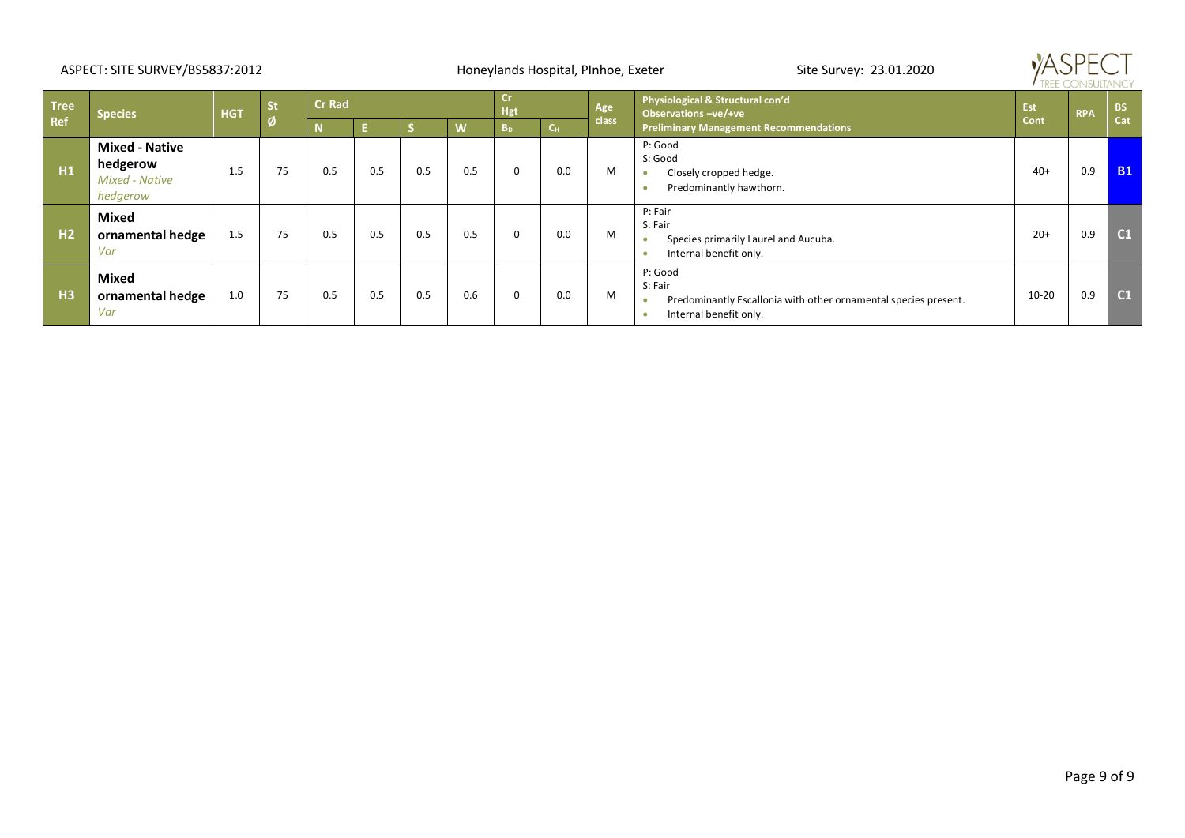ASPECT: SITE SURVEY/BS5837:2012 — Honeylands Hospital, PInhoe, Exeter — Site Survey: 23.01.2020

| Tree Ref | Species | HGT | St Ø | Cr Rad | | | | Cr Hgt | | Age class | Physiological & Structural con'd<br>Observations –ve/+ve<br>Preliminary Management Recommendations | Est Cont | RPA | BS Cat |
|---|---|---|---|---|---|---|---|---|---|---|---|---|---|---|
| | | | | N | E | S | W | $B_D$ | $C_H$ | | | | | |
| H1 | **Mixed - Native hedgerow**<br>*Mixed - Native hedgerow* | 1.5 | 75 | 0.5 | 0.5 | 0.5 | 0.5 | 0 | 0.0 | M | P: Good<br>S: Good<br>• Closely cropped hedge.<br>• Predominantly hawthorn. | 40+ | 0.9 | B1 |
| H2 | **Mixed ornamental hedge**<br>*Var* | 1.5 | 75 | 0.5 | 0.5 | 0.5 | 0.5 | 0 | 0.0 | M | P: Fair<br>S: Fair<br>• Species primarily Laurel and Aucuba.<br>• Internal benefit only. | 20+ | 0.9 | C1 |
| H3 | **Mixed ornamental hedge**<br>*Var* | 1.0 | 75 | 0.5 | 0.5 | 0.5 | 0.6 | 0 | 0.0 | M | P: Good<br>S: Fair<br>• Predominantly Escallonia with other ornamental species present.<br>• Internal benefit only. | 10-20 | 0.9 | C1 |